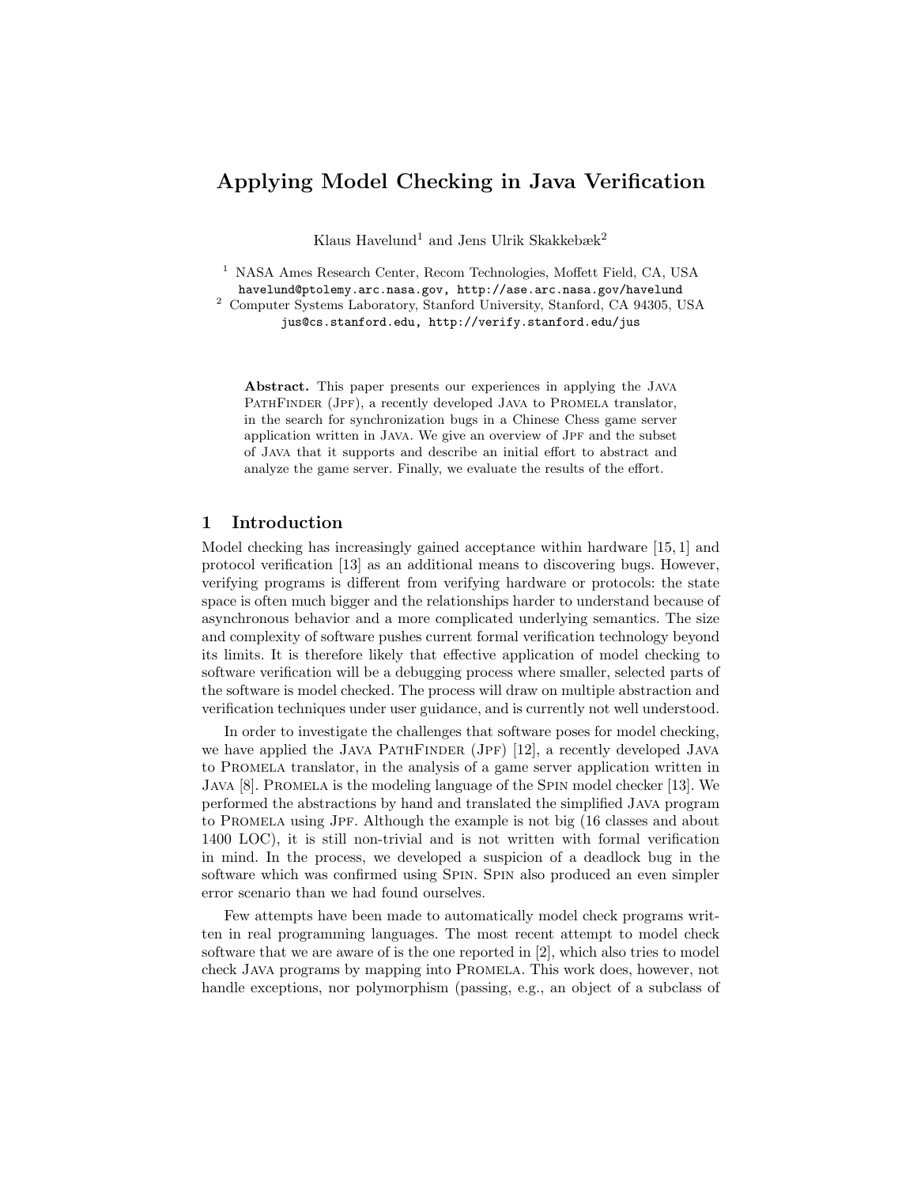# Applying Model Checking in Java Verification

Klaus Havelund[1] and Jens Ulrik Skakkebæk[2]

[1] NASA Ames Research Center, Recom Technologies, Moffett Field, CA, USA
havelund@ptolemy.arc.nasa.gov, http://ase.arc.nasa.gov/havelund

[2] Computer Systems Laboratory, Stanford University, Stanford, CA 94305, USA
jus@cs.stanford.edu, http://verify.stanford.edu/jus

**Abstract.** This paper presents our experiences in applying the Java PathFinder (Jpf), a recently developed Java to Promela translator, in the search for synchronization bugs in a Chinese Chess game server application written in Java. We give an overview of Jpf and the subset of Java that it supports and describe an initial effort to abstract and analyze the game server. Finally, we evaluate the results of the effort.

## 1 Introduction

Model checking has increasingly gained acceptance within hardware [15, 1] and protocol verification [13] as an additional means to discovering bugs. However, verifying programs is different from verifying hardware or protocols: the state space is often much bigger and the relationships harder to understand because of asynchronous behavior and a more complicated underlying semantics. The size and complexity of software pushes current formal verification technology beyond its limits. It is therefore likely that effective application of model checking to software verification will be a debugging process where smaller, selected parts of the software is model checked. The process will draw on multiple abstraction and verification techniques under user guidance, and is currently not well understood.

In order to investigate the challenges that software poses for model checking, we have applied the Java PathFinder (Jpf) [12], a recently developed Java to Promela translator, in the analysis of a game server application written in Java [8]. Promela is the modeling language of the Spin model checker [13]. We performed the abstractions by hand and translated the simplified Java program to Promela using Jpf. Although the example is not big (16 classes and about 1400 LOC), it is still non-trivial and is not written with formal verification in mind. In the process, we developed a suspicion of a deadlock bug in the software which was confirmed using Spin. Spin also produced an even simpler error scenario than we had found ourselves.

Few attempts have been made to automatically model check programs written in real programming languages. The most recent attempt to model check software that we are aware of is the one reported in [2], which also tries to model check Java programs by mapping into Promela. This work does, however, not handle exceptions, nor polymorphism (passing, e.g., an object of a subclass of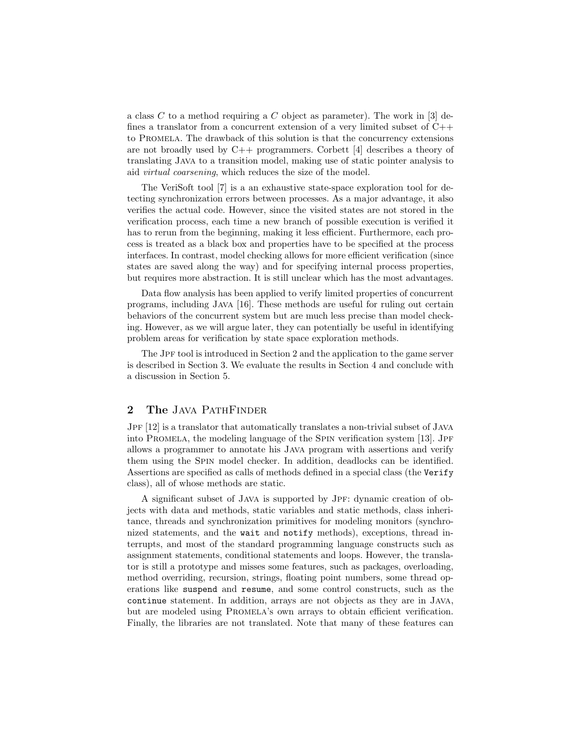a class $C$ to a method requiring a $C$ object as parameter). The work in [3] defines a translator from a concurrent extension of a very limited subset of C++ to Promela. The drawback of this solution is that the concurrency extensions are not broadly used by C++ programmers. Corbett [4] describes a theory of translating Java to a transition model, making use of static pointer analysis to aid *virtual coarsening*, which reduces the size of the model.

The VeriSoft tool [7] is a an exhaustive state-space exploration tool for detecting synchronization errors between processes. As a major advantage, it also verifies the actual code. However, since the visited states are not stored in the verification process, each time a new branch of possible execution is verified it has to rerun from the beginning, making it less efficient. Furthermore, each process is treated as a black box and properties have to be specified at the process interfaces. In contrast, model checking allows for more efficient verification (since states are saved along the way) and for specifying internal process properties, but requires more abstraction. It is still unclear which has the most advantages.

Data flow analysis has been applied to verify limited properties of concurrent programs, including Java [16]. These methods are useful for ruling out certain behaviors of the concurrent system but are much less precise than model checking. However, as we will argue later, they can potentially be useful in identifying problem areas for verification by state space exploration methods.

The Jpf tool is introduced in Section 2 and the application to the game server is described in Section 3. We evaluate the results in Section 4 and conclude with a discussion in Section 5.

## 2 The Java PathFinder

Jpf [12] is a translator that automatically translates a non-trivial subset of Java into Promela, the modeling language of the Spin verification system [13]. Jpf allows a programmer to annotate his Java program with assertions and verify them using the Spin model checker. In addition, deadlocks can be identified. Assertions are specified as calls of methods defined in a special class (the `Verify` class), all of whose methods are static.

A significant subset of Java is supported by Jpf: dynamic creation of objects with data and methods, static variables and static methods, class inheritance, threads and synchronization primitives for modeling monitors (synchronized statements, and the `wait` and `notify` methods), exceptions, thread interrupts, and most of the standard programming language constructs such as assignment statements, conditional statements and loops. However, the translator is still a prototype and misses some features, such as packages, overloading, method overriding, recursion, strings, floating point numbers, some thread operations like `suspend` and `resume`, and some control constructs, such as the `continue` statement. In addition, arrays are not objects as they are in Java, but are modeled using Promela's own arrays to obtain efficient verification. Finally, the libraries are not translated. Note that many of these features can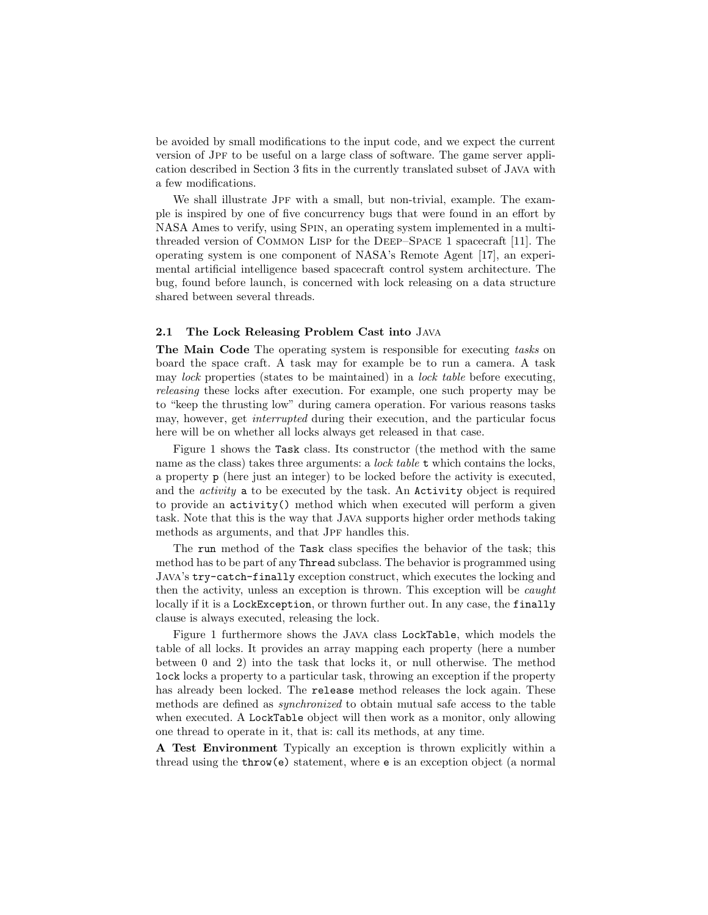be avoided by small modifications to the input code, and we expect the current version of JPF to be useful on a large class of software. The game server application described in Section 3 fits in the currently translated subset of JAVA with a few modifications.

We shall illustrate JPF with a small, but non-trivial, example. The example is inspired by one of five concurrency bugs that were found in an effort by NASA Ames to verify, using SPIN, an operating system implemented in a multithreaded version of COMMON LISP for the DEEP–SPACE 1 spacecraft [11]. The operating system is one component of NASA's Remote Agent [17], an experimental artificial intelligence based spacecraft control system architecture. The bug, found before launch, is concerned with lock releasing on a data structure shared between several threads.

### 2.1 The Lock Releasing Problem Cast into JAVA

**The Main Code** The operating system is responsible for executing *tasks* on board the space craft. A task may for example be to run a camera. A task may *lock* properties (states to be maintained) in a *lock table* before executing, *releasing* these locks after execution. For example, one such property may be to "keep the thrusting low" during camera operation. For various reasons tasks may, however, get *interrupted* during their execution, and the particular focus here will be on whether all locks always get released in that case.

Figure 1 shows the `Task` class. Its constructor (the method with the same name as the class) takes three arguments: a *lock table* `t` which contains the locks, a property `p` (here just an integer) to be locked before the activity is executed, and the *activity* `a` to be executed by the task. An `Activity` object is required to provide an `activity()` method which when executed will perform a given task. Note that this is the way that JAVA supports higher order methods taking methods as arguments, and that JPF handles this.

The `run` method of the `Task` class specifies the behavior of the task; this method has to be part of any `Thread` subclass. The behavior is programmed using JAVA's `try-catch-finally` exception construct, which executes the locking and then the activity, unless an exception is thrown. This exception will be *caught* locally if it is a `LockException`, or thrown further out. In any case, the `finally` clause is always executed, releasing the lock.

Figure 1 furthermore shows the JAVA class `LockTable`, which models the table of all locks. It provides an array mapping each property (here a number between 0 and 2) into the task that locks it, or null otherwise. The method `lock` locks a property to a particular task, throwing an exception if the property has already been locked. The `release` method releases the lock again. These methods are defined as *synchronized* to obtain mutual safe access to the table when executed. A `LockTable` object will then work as a monitor, only allowing one thread to operate in it, that is: call its methods, at any time.

**A Test Environment** Typically an exception is thrown explicitly within a thread using the `throw(e)` statement, where `e` is an exception object (a normal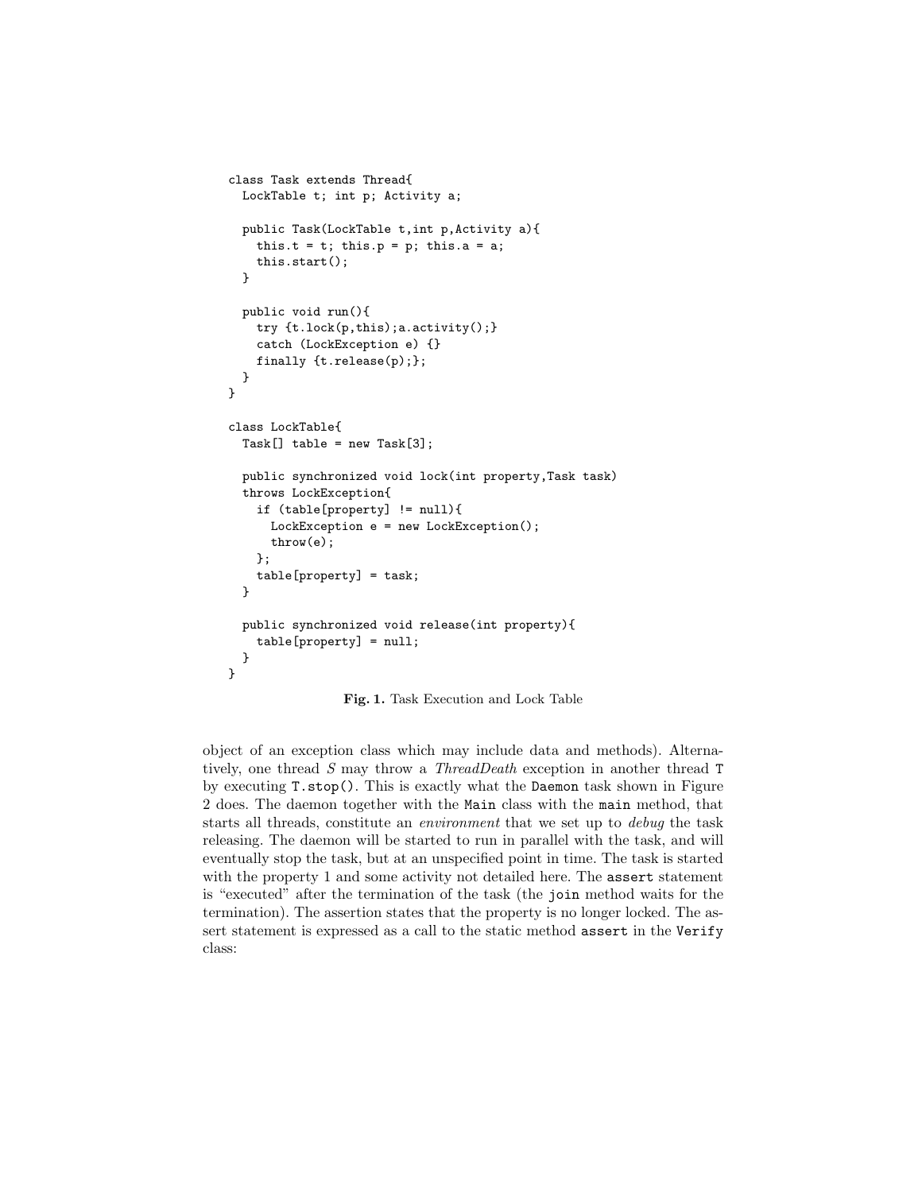```
class Task extends Thread{
  LockTable t; int p; Activity a;

  public Task(LockTable t,int p,Activity a){
    this.t = t; this.p = p; this.a = a;
    this.start();
  }

  public void run(){
    try {t.lock(p,this);a.activity();}
    catch (LockException e) {}
    finally {t.release(p);};
  }
}

class LockTable{
  Task[] table = new Task[3];

  public synchronized void lock(int property,Task task)
  throws LockException{
    if (table[property] != null){
      LockException e = new LockException();
      throw(e);
    };
    table[property] = task;
  }

  public synchronized void release(int property){
    table[property] = null;
  }
}
```

**Fig. 1.** Task Execution and Lock Table

object of an exception class which may include data and methods). Alternatively, one thread $S$ may throw a *ThreadDeath* exception in another thread `T` by executing `T.stop()`. This is exactly what the `Daemon` task shown in Figure 2 does. The daemon together with the `Main` class with the `main` method, that starts all threads, constitute an *environment* that we set up to *debug* the task releasing. The daemon will be started to run in parallel with the task, and will eventually stop the task, but at an unspecified point in time. The task is started with the property 1 and some activity not detailed here. The `assert` statement is "executed" after the termination of the task (the `join` method waits for the termination). The assertion states that the property is no longer locked. The assert statement is expressed as a call to the static method `assert` in the `Verify` class: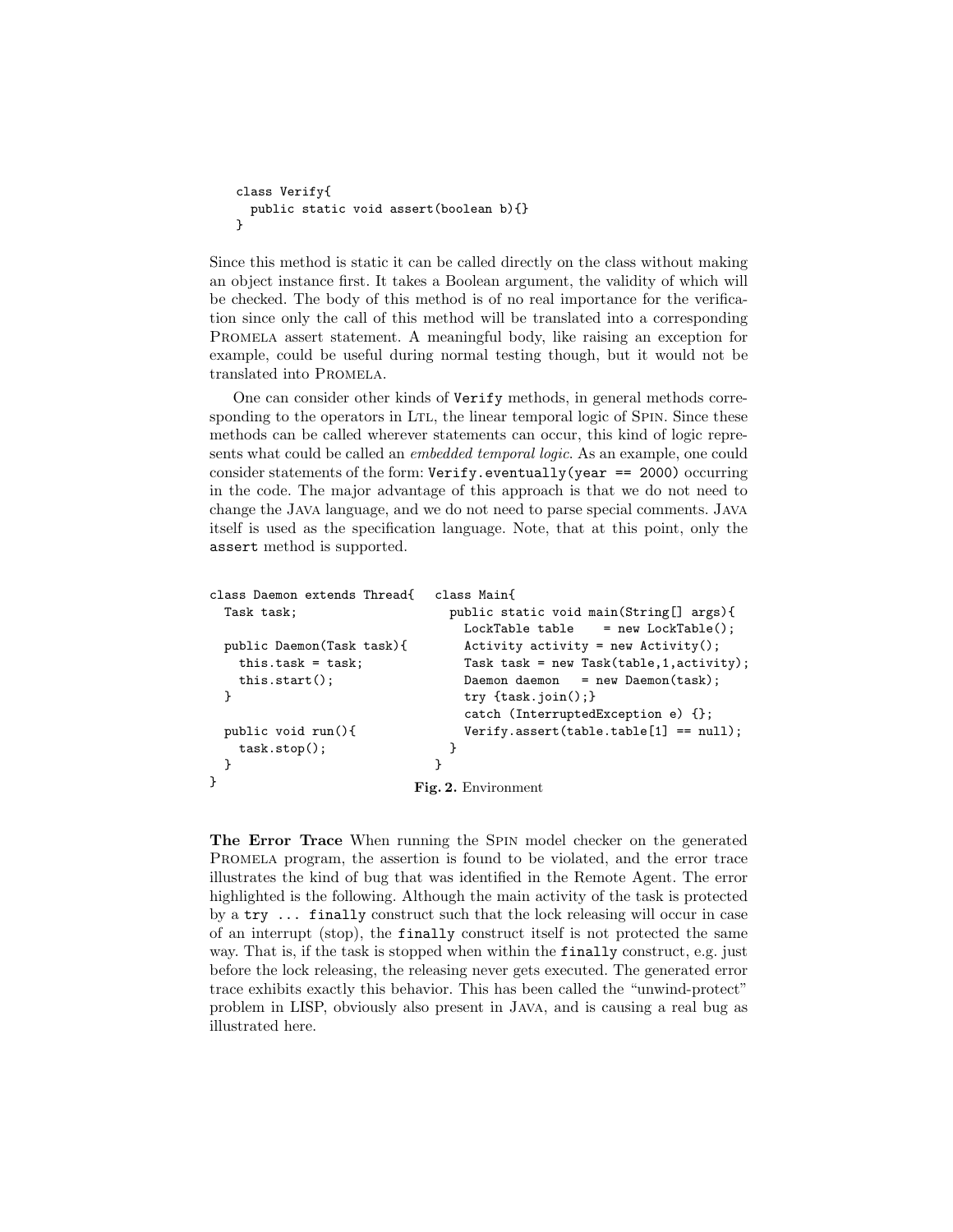```
class Verify{
  public static void assert(boolean b){}
}
```

Since this method is static it can be called directly on the class without making an object instance first. It takes a Boolean argument, the validity of which will be checked. The body of this method is of no real importance for the verification since only the call of this method will be translated into a corresponding PROMELA assert statement. A meaningful body, like raising an exception for example, could be useful during normal testing though, but it would not be translated into PROMELA.

One can consider other kinds of Verify methods, in general methods corresponding to the operators in LTL, the linear temporal logic of SPIN. Since these methods can be called wherever statements can occur, this kind of logic represents what could be called an *embedded temporal logic*. As an example, one could consider statements of the form: Verify.eventually(year == 2000) occurring in the code. The major advantage of this approach is that we do not need to change the JAVA language, and we do not need to parse special comments. JAVA itself is used as the specification language. Note, that at this point, only the assert method is supported.

```
class Daemon extends Thread{
  Task task;

  public Daemon(Task task){
    this.task = task;
    this.start();
  }

  public void run(){
    task.stop();
  }
}
```

```
class Main{
  public static void main(String[] args){
    LockTable table    = new LockTable();
    Activity activity = new Activity();
    Task task = new Task(table,1,activity);
    Daemon daemon   = new Daemon(task);
    try {task.join();}
    catch (InterruptedException e) {};
    Verify.assert(table.table[1] == null);
  }
}
```

**Fig. 2.** Environment

**The Error Trace** When running the SPIN model checker on the generated PROMELA program, the assertion is found to be violated, and the error trace illustrates the kind of bug that was identified in the Remote Agent. The error highlighted is the following. Although the main activity of the task is protected by a try ... finally construct such that the lock releasing will occur in case of an interrupt (stop), the finally construct itself is not protected the same way. That is, if the task is stopped when within the finally construct, e.g. just before the lock releasing, the releasing never gets executed. The generated error trace exhibits exactly this behavior. This has been called the "unwind-protect" problem in LISP, obviously also present in JAVA, and is causing a real bug as illustrated here.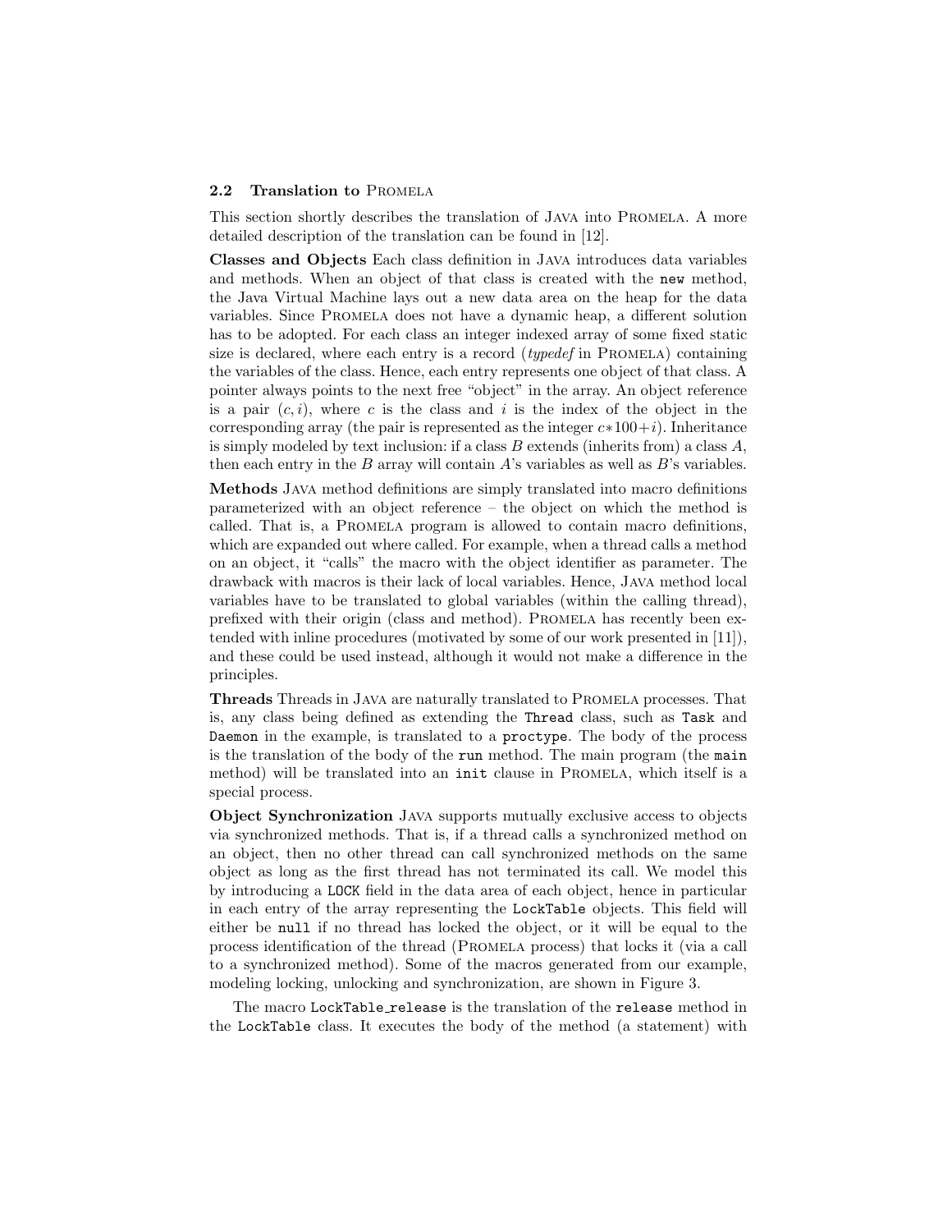### 2.2 Translation to Promela

This section shortly describes the translation of Java into Promela. A more detailed description of the translation can be found in [12].

**Classes and Objects** Each class definition in Java introduces data variables and methods. When an object of that class is created with the `new` method, the Java Virtual Machine lays out a new data area on the heap for the data variables. Since Promela does not have a dynamic heap, a different solution has to be adopted. For each class an integer indexed array of some fixed static size is declared, where each entry is a record (*typedef* in Promela) containing the variables of the class. Hence, each entry represents one object of that class. A pointer always points to the next free "object" in the array. An object reference is a pair $(c, i)$, where $c$ is the class and $i$ is the index of the object in the corresponding array (the pair is represented as the integer $c*100+i$). Inheritance is simply modeled by text inclusion: if a class $B$ extends (inherits from) a class $A$, then each entry in the $B$ array will contain $A$'s variables as well as $B$'s variables.

**Methods** Java method definitions are simply translated into macro definitions parameterized with an object reference – the object on which the method is called. That is, a Promela program is allowed to contain macro definitions, which are expanded out where called. For example, when a thread calls a method on an object, it "calls" the macro with the object identifier as parameter. The drawback with macros is their lack of local variables. Hence, Java method local variables have to be translated to global variables (within the calling thread), prefixed with their origin (class and method). Promela has recently been extended with inline procedures (motivated by some of our work presented in [11]), and these could be used instead, although it would not make a difference in the principles.

**Threads** Threads in Java are naturally translated to Promela processes. That is, any class being defined as extending the `Thread` class, such as `Task` and `Daemon` in the example, is translated to a `proctype`. The body of the process is the translation of the body of the `run` method. The main program (the `main` method) will be translated into an `init` clause in Promela, which itself is a special process.

**Object Synchronization** Java supports mutually exclusive access to objects via synchronized methods. That is, if a thread calls a synchronized method on an object, then no other thread can call synchronized methods on the same object as long as the first thread has not terminated its call. We model this by introducing a `LOCK` field in the data area of each object, hence in particular in each entry of the array representing the `LockTable` objects. This field will either be `null` if no thread has locked the object, or it will be equal to the process identification of the thread (Promela process) that locks it (via a call to a synchronized method). Some of the macros generated from our example, modeling locking, unlocking and synchronization, are shown in Figure 3.

The macro `LockTable_release` is the translation of the `release` method in the `LockTable` class. It executes the body of the method (a statement) with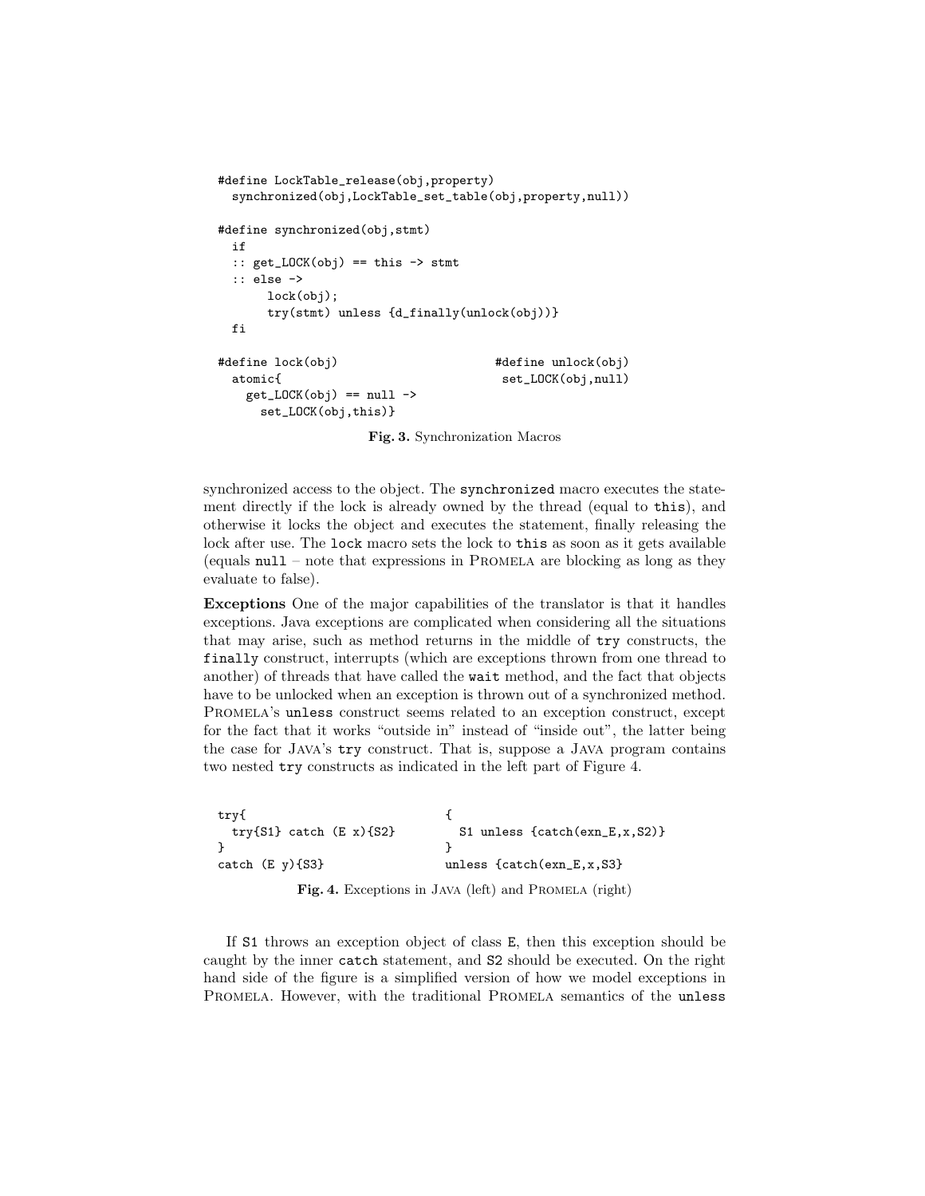```
#define LockTable_release(obj,property)
  synchronized(obj,LockTable_set_table(obj,property,null))

#define synchronized(obj,stmt)
  if
  :: get_LOCK(obj) == this -> stmt
  :: else ->
       lock(obj);
       try(stmt) unless {d_finally(unlock(obj))}
  fi

#define lock(obj)
  atomic{
    get_LOCK(obj) == null ->
      set_LOCK(obj,this)}

#define unlock(obj)
  set_LOCK(obj,null)
```

**Fig. 3.** Synchronization Macros

synchronized access to the object. The `synchronized` macro executes the statement directly if the lock is already owned by the thread (equal to `this`), and otherwise it locks the object and executes the statement, finally releasing the lock after use. The `lock` macro sets the lock to `this` as soon as it gets available (equals `null` – note that expressions in Promela are blocking as long as they evaluate to false).

**Exceptions** One of the major capabilities of the translator is that it handles exceptions. Java exceptions are complicated when considering all the situations that may arise, such as method returns in the middle of `try` constructs, the `finally` construct, interrupts (which are exceptions thrown from one thread to another) of threads that have called the `wait` method, and the fact that objects have to be unlocked when an exception is thrown out of a synchronized method. Promela's `unless` construct seems related to an exception construct, except for the fact that it works "outside in" instead of "inside out", the latter being the case for Java's `try` construct. That is, suppose a Java program contains two nested `try` constructs as indicated in the left part of Figure 4.

```
try{
  try{S1} catch (E x){S2}
}
catch (E y){S3}
```

```
{
  S1 unless {catch(exn_E,x,S2)}
}
unless {catch(exn_E,x,S3}
```

**Fig. 4.** Exceptions in Java (left) and Promela (right)

If `S1` throws an exception object of class `E`, then this exception should be caught by the inner `catch` statement, and `S2` should be executed. On the right hand side of the figure is a simplified version of how we model exceptions in Promela. However, with the traditional Promela semantics of the `unless`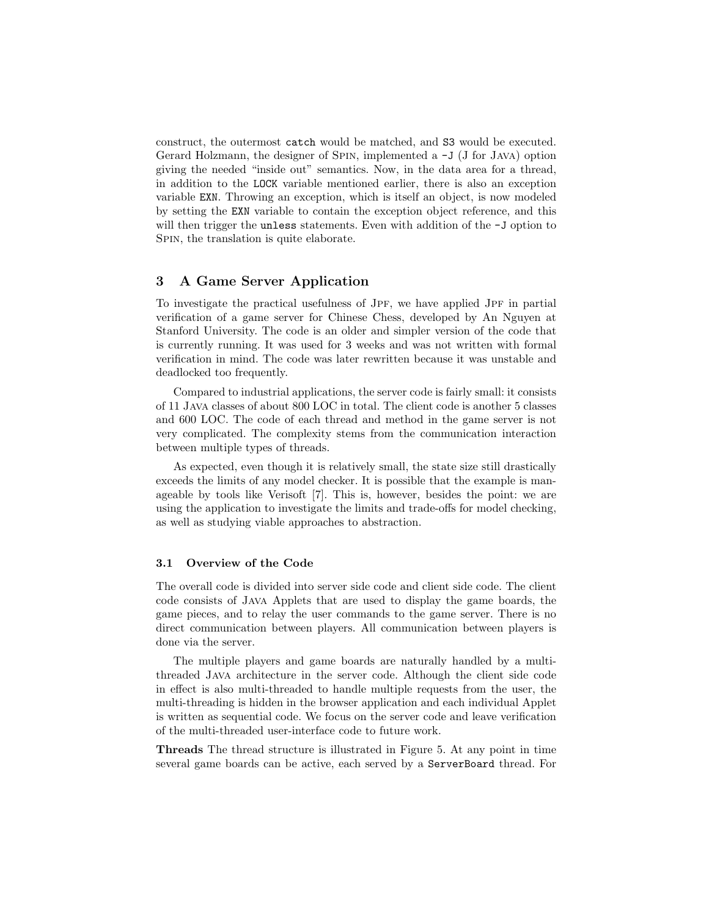construct, the outermost `catch` would be matched, and `S3` would be executed. Gerard Holzmann, the designer of Spin, implemented a `-J` (J for Java) option giving the needed "inside out" semantics. Now, in the data area for a thread, in addition to the `LOCK` variable mentioned earlier, there is also an exception variable `EXN`. Throwing an exception, which is itself an object, is now modeled by setting the `EXN` variable to contain the exception object reference, and this will then trigger the `unless` statements. Even with addition of the `-J` option to Spin, the translation is quite elaborate.

## 3 A Game Server Application

To investigate the practical usefulness of Jpf, we have applied Jpf in partial verification of a game server for Chinese Chess, developed by An Nguyen at Stanford University. The code is an older and simpler version of the code that is currently running. It was used for 3 weeks and was not written with formal verification in mind. The code was later rewritten because it was unstable and deadlocked too frequently.

Compared to industrial applications, the server code is fairly small: it consists of 11 Java classes of about 800 LOC in total. The client code is another 5 classes and 600 LOC. The code of each thread and method in the game server is not very complicated. The complexity stems from the communication interaction between multiple types of threads.

As expected, even though it is relatively small, the state size still drastically exceeds the limits of any model checker. It is possible that the example is manageable by tools like Verisoft [7]. This is, however, besides the point: we are using the application to investigate the limits and trade-offs for model checking, as well as studying viable approaches to abstraction.

### 3.1 Overview of the Code

The overall code is divided into server side code and client side code. The client code consists of Java Applets that are used to display the game boards, the game pieces, and to relay the user commands to the game server. There is no direct communication between players. All communication between players is done via the server.

The multiple players and game boards are naturally handled by a multi-threaded Java architecture in the server code. Although the client side code in effect is also multi-threaded to handle multiple requests from the user, the multi-threading is hidden in the browser application and each individual Applet is written as sequential code. We focus on the server code and leave verification of the multi-threaded user-interface code to future work.

**Threads** The thread structure is illustrated in Figure 5. At any point in time several game boards can be active, each served by a `ServerBoard` thread. For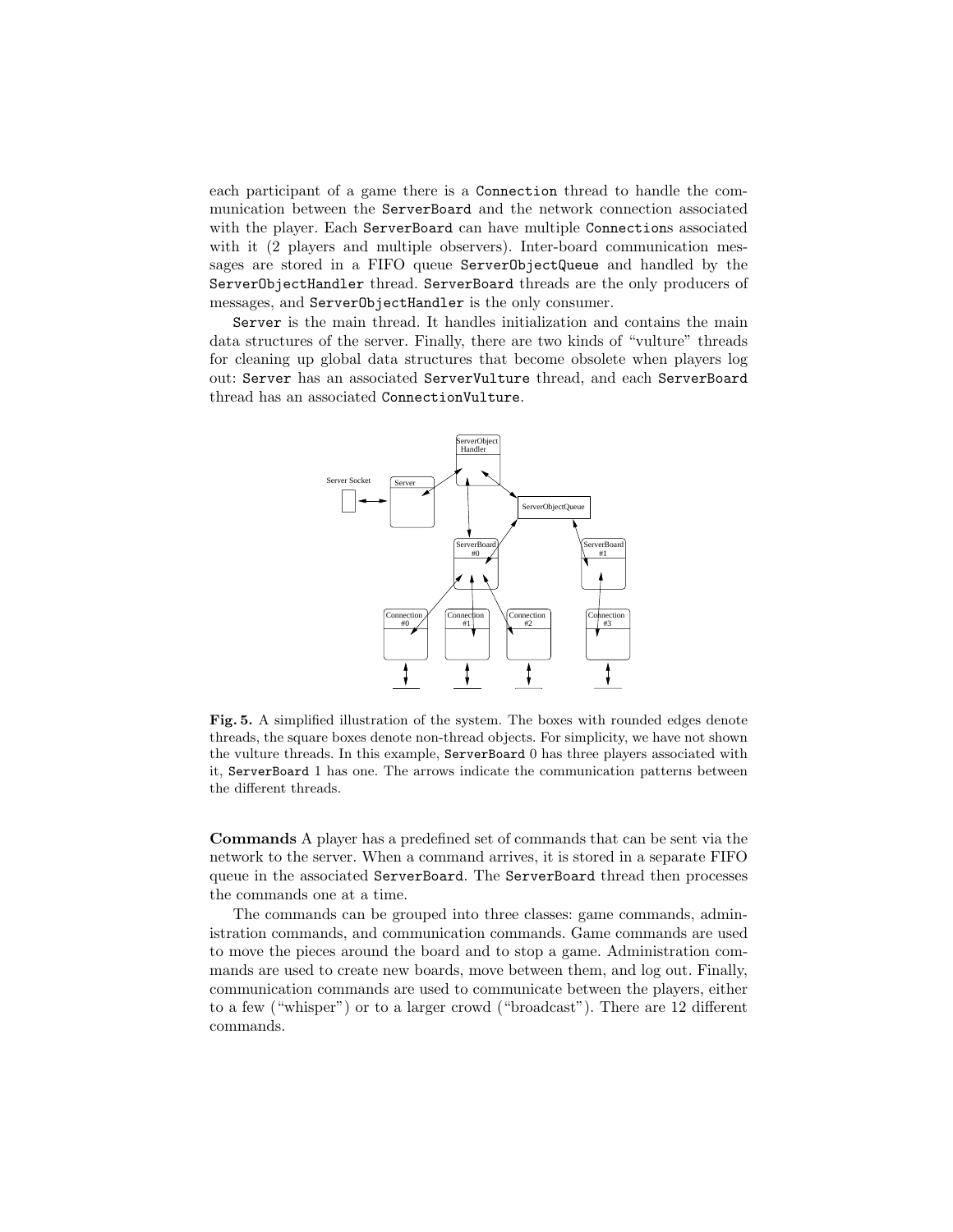each participant of a game there is a Connection thread to handle the communication between the ServerBoard and the network connection associated with the player. Each ServerBoard can have multiple Connections associated with it (2 players and multiple observers). Inter-board communication messages are stored in a FIFO queue ServerObjectQueue and handled by the ServerObjectHandler thread. ServerBoard threads are the only producers of messages, and ServerObjectHandler is the only consumer.

Server is the main thread. It handles initialization and contains the main data structures of the server. Finally, there are two kinds of "vulture" threads for cleaning up global data structures that become obsolete when players log out: Server has an associated ServerVulture thread, and each ServerBoard thread has an associated ConnectionVulture.

**Fig. 5.** A simplified illustration of the system. The boxes with rounded edges denote threads, the square boxes denote non-thread objects. For simplicity, we have not shown the vulture threads. In this example, ServerBoard 0 has three players associated with it, ServerBoard 1 has one. The arrows indicate the communication patterns between the different threads.

**Commands** A player has a predefined set of commands that can be sent via the network to the server. When a command arrives, it is stored in a separate FIFO queue in the associated ServerBoard. The ServerBoard thread then processes the commands one at a time.

The commands can be grouped into three classes: game commands, administration commands, and communication commands. Game commands are used to move the pieces around the board and to stop a game. Administration commands are used to create new boards, move between them, and log out. Finally, communication commands are used to communicate between the players, either to a few ("whisper") or to a larger crowd ("broadcast"). There are 12 different commands.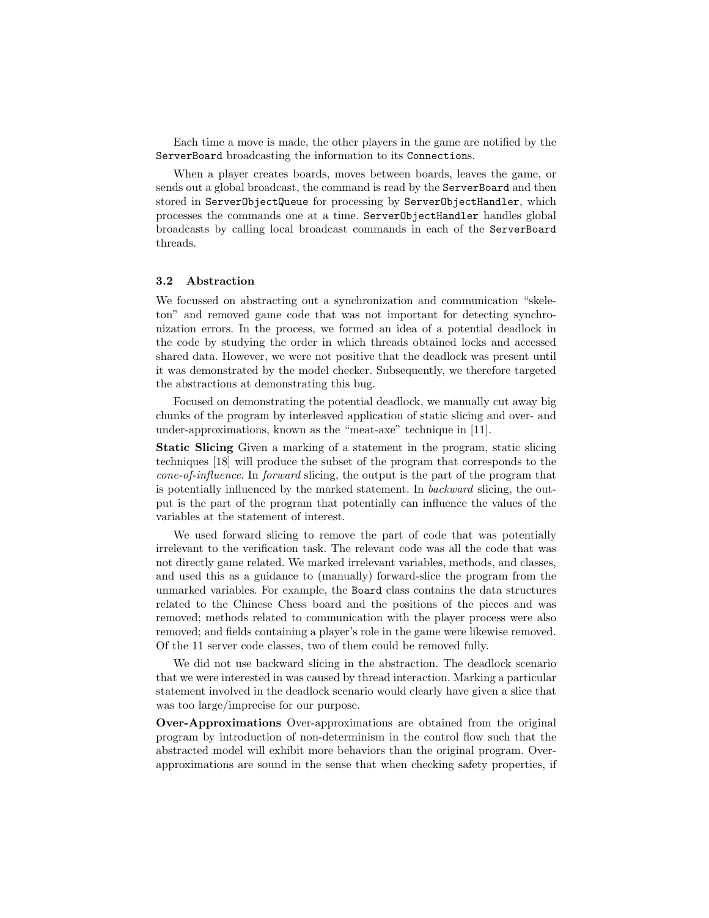Each time a move is made, the other players in the game are notified by the `ServerBoard` broadcasting the information to its `Connection`s.

When a player creates boards, moves between boards, leaves the game, or sends out a global broadcast, the command is read by the `ServerBoard` and then stored in `ServerObjectQueue` for processing by `ServerObjectHandler`, which processes the commands one at a time. `ServerObjectHandler` handles global broadcasts by calling local broadcast commands in each of the `ServerBoard` threads.

### 3.2 Abstraction

We focussed on abstracting out a synchronization and communication "skeleton" and removed game code that was not important for detecting synchronization errors. In the process, we formed an idea of a potential deadlock in the code by studying the order in which threads obtained locks and accessed shared data. However, we were not positive that the deadlock was present until it was demonstrated by the model checker. Subsequently, we therefore targeted the abstractions at demonstrating this bug.

Focused on demonstrating the potential deadlock, we manually cut away big chunks of the program by interleaved application of static slicing and over- and under-approximations, known as the "meat-axe" technique in [11].

**Static Slicing** Given a marking of a statement in the program, static slicing techniques [18] will produce the subset of the program that corresponds to the *cone-of-influence*. In *forward* slicing, the output is the part of the program that is potentially influenced by the marked statement. In *backward* slicing, the output is the part of the program that potentially can influence the values of the variables at the statement of interest.

We used forward slicing to remove the part of code that was potentially irrelevant to the verification task. The relevant code was all the code that was not directly game related. We marked irrelevant variables, methods, and classes, and used this as a guidance to (manually) forward-slice the program from the unmarked variables. For example, the `Board` class contains the data structures related to the Chinese Chess board and the positions of the pieces and was removed; methods related to communication with the player process were also removed; and fields containing a player's role in the game were likewise removed. Of the 11 server code classes, two of them could be removed fully.

We did not use backward slicing in the abstraction. The deadlock scenario that we were interested in was caused by thread interaction. Marking a particular statement involved in the deadlock scenario would clearly have given a slice that was too large/imprecise for our purpose.

**Over-Approximations** Over-approximations are obtained from the original program by introduction of non-determinism in the control flow such that the abstracted model will exhibit more behaviors than the original program. Over-approximations are sound in the sense that when checking safety properties, if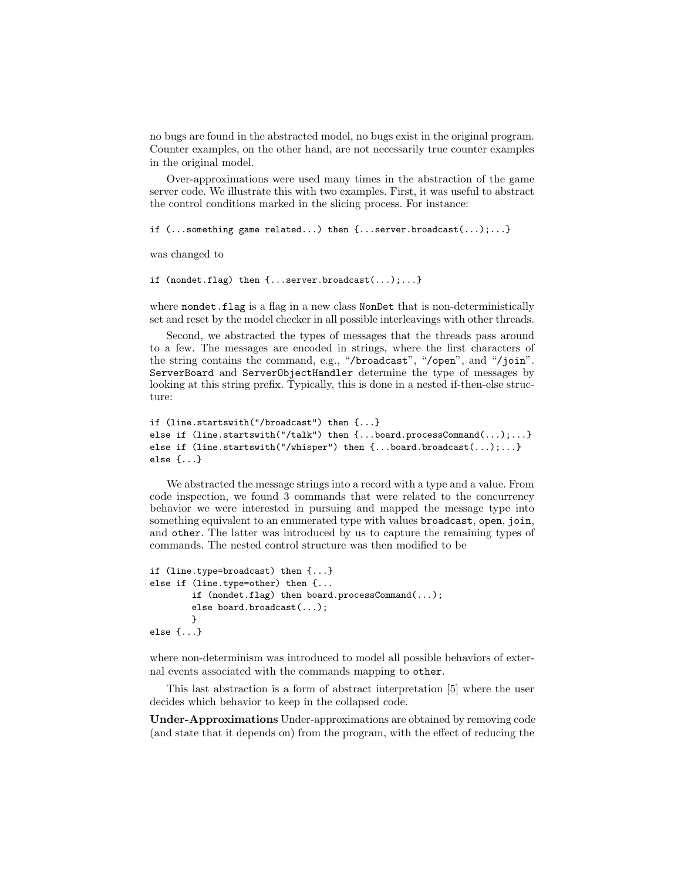no bugs are found in the abstracted model, no bugs exist in the original program. Counter examples, on the other hand, are not necessarily true counter examples in the original model.

Over-approximations were used many times in the abstraction of the game server code. We illustrate this with two examples. First, it was useful to abstract the control conditions marked in the slicing process. For instance:

```
if (...something game related...) then {...server.broadcast(...);...}
```

was changed to

```
if (nondet.flag) then {...server.broadcast(...);...}
```

where `nondet.flag` is a flag in a new class `NonDet` that is non-deterministically set and reset by the model checker in all possible interleavings with other threads.

Second, we abstracted the types of messages that the threads pass around to a few. The messages are encoded in strings, where the first characters of the string contains the command, e.g., "`/broadcast`", "`/open`", and "`/join`". `ServerBoard` and `ServerObjectHandler` determine the type of messages by looking at this string prefix. Typically, this is done in a nested if-then-else structure:

```
if (line.startswith("/broadcast") then {...}
else if (line.startswith("/talk") then {...board.processCommand(...);...}
else if (line.startswith("/whisper") then {...board.broadcast(...);...}
else {...}
```

We abstracted the message strings into a record with a type and a value. From code inspection, we found 3 commands that were related to the concurrency behavior we were interested in pursuing and mapped the message type into something equivalent to an enumerated type with values `broadcast`, `open`, `join`, and `other`. The latter was introduced by us to capture the remaining types of commands. The nested control structure was then modified to be

```
if (line.type=broadcast) then {...}
else if (line.type=other) then {...
        if (nondet.flag) then board.processCommand(...);
        else board.broadcast(...);
        }
else {...}
```

where non-determinism was introduced to model all possible behaviors of external events associated with the commands mapping to `other`.

This last abstraction is a form of abstract interpretation [5] where the user decides which behavior to keep in the collapsed code.

**Under-Approximations** Under-approximations are obtained by removing code (and state that it depends on) from the program, with the effect of reducing the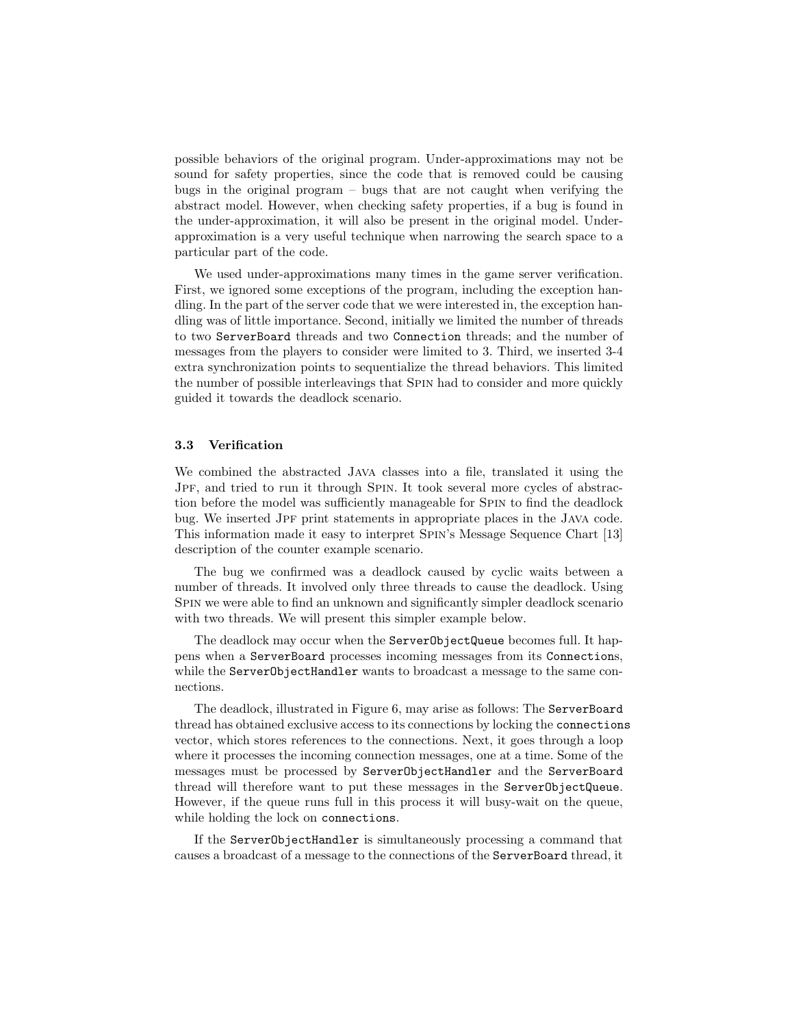possible behaviors of the original program. Under-approximations may not be sound for safety properties, since the code that is removed could be causing bugs in the original program – bugs that are not caught when verifying the abstract model. However, when checking safety properties, if a bug is found in the under-approximation, it will also be present in the original model. Under-approximation is a very useful technique when narrowing the search space to a particular part of the code.

We used under-approximations many times in the game server verification. First, we ignored some exceptions of the program, including the exception handling. In the part of the server code that we were interested in, the exception handling was of little importance. Second, initially we limited the number of threads to two `ServerBoard` threads and two `Connection` threads; and the number of messages from the players to consider were limited to 3. Third, we inserted 3-4 extra synchronization points to sequentialize the thread behaviors. This limited the number of possible interleavings that Spin had to consider and more quickly guided it towards the deadlock scenario.

### 3.3 Verification

We combined the abstracted Java classes into a file, translated it using the Jpf, and tried to run it through Spin. It took several more cycles of abstraction before the model was sufficiently manageable for Spin to find the deadlock bug. We inserted Jpf print statements in appropriate places in the Java code. This information made it easy to interpret Spin's Message Sequence Chart [13] description of the counter example scenario.

The bug we confirmed was a deadlock caused by cyclic waits between a number of threads. It involved only three threads to cause the deadlock. Using Spin we were able to find an unknown and significantly simpler deadlock scenario with two threads. We will present this simpler example below.

The deadlock may occur when the `ServerObjectQueue` becomes full. It happens when a `ServerBoard` processes incoming messages from its `Connections`, while the `ServerObjectHandler` wants to broadcast a message to the same connections.

The deadlock, illustrated in Figure 6, may arise as follows: The `ServerBoard` thread has obtained exclusive access to its connections by locking the `connections` vector, which stores references to the connections. Next, it goes through a loop where it processes the incoming connection messages, one at a time. Some of the messages must be processed by `ServerObjectHandler` and the `ServerBoard` thread will therefore want to put these messages in the `ServerObjectQueue`. However, if the queue runs full in this process it will busy-wait on the queue, while holding the lock on `connections`.

If the `ServerObjectHandler` is simultaneously processing a command that causes a broadcast of a message to the connections of the `ServerBoard` thread, it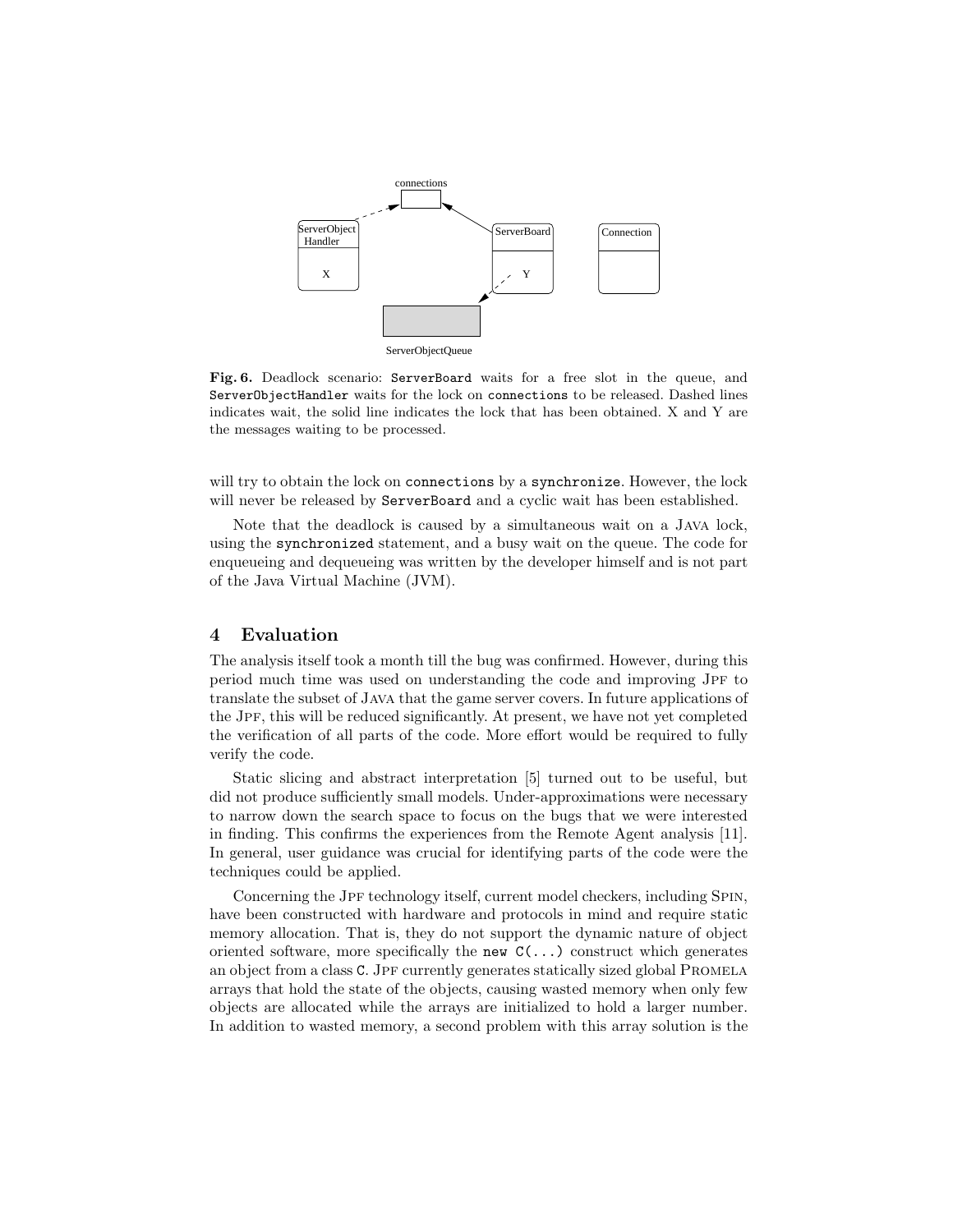connections

ServerObject Handler

X

ServerBoard

Y

Connection

ServerObjectQueue

**Fig. 6.** Deadlock scenario: `ServerBoard` waits for a free slot in the queue, and `ServerObjectHandler` waits for the lock on `connections` to be released. Dashed lines indicates wait, the solid line indicates the lock that has been obtained. X and Y are the messages waiting to be processed.

will try to obtain the lock on `connections` by a `synchronize`. However, the lock will never be released by `ServerBoard` and a cyclic wait has been established.

Note that the deadlock is caused by a simultaneous wait on a Java lock, using the `synchronized` statement, and a busy wait on the queue. The code for enqueueing and dequeueing was written by the developer himself and is not part of the Java Virtual Machine (JVM).

## 4 Evaluation

The analysis itself took a month till the bug was confirmed. However, during this period much time was used on understanding the code and improving Jpf to translate the subset of Java that the game server covers. In future applications of the Jpf, this will be reduced significantly. At present, we have not yet completed the verification of all parts of the code. More effort would be required to fully verify the code.

Static slicing and abstract interpretation [5] turned out to be useful, but did not produce sufficiently small models. Under-approximations were necessary to narrow down the search space to focus on the bugs that we were interested in finding. This confirms the experiences from the Remote Agent analysis [11]. In general, user guidance was crucial for identifying parts of the code were the techniques could be applied.

Concerning the Jpf technology itself, current model checkers, including Spin, have been constructed with hardware and protocols in mind and require static memory allocation. That is, they do not support the dynamic nature of object oriented software, more specifically the `new C(...)` construct which generates an object from a class `C`. Jpf currently generates statically sized global Promela arrays that hold the state of the objects, causing wasted memory when only few objects are allocated while the arrays are initialized to hold a larger number. In addition to wasted memory, a second problem with this array solution is the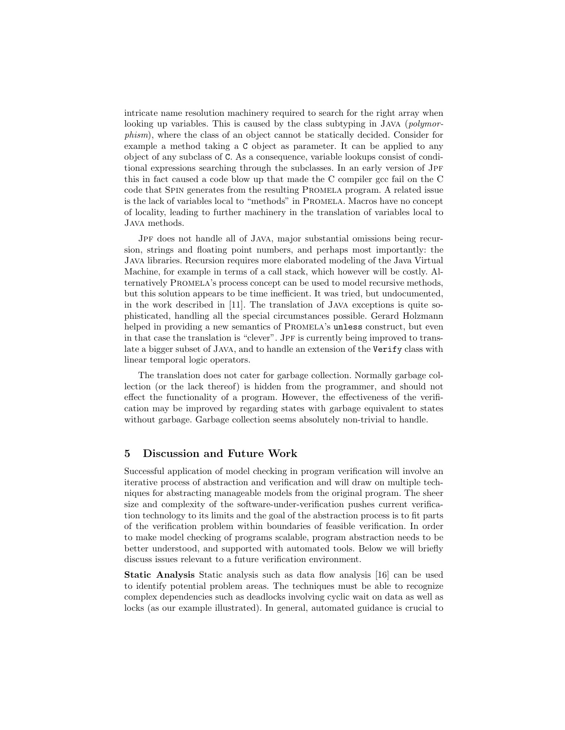intricate name resolution machinery required to search for the right array when looking up variables. This is caused by the class subtyping in Java (*polymorphism*), where the class of an object cannot be statically decided. Consider for example a method taking a `C` object as parameter. It can be applied to any object of any subclass of `C`. As a consequence, variable lookups consist of conditional expressions searching through the subclasses. In an early version of Jpf this in fact caused a code blow up that made the C compiler gcc fail on the C code that Spin generates from the resulting Promela program. A related issue is the lack of variables local to "methods" in Promela. Macros have no concept of locality, leading to further machinery in the translation of variables local to Java methods.

Jpf does not handle all of Java, major substantial omissions being recursion, strings and floating point numbers, and perhaps most importantly: the Java libraries. Recursion requires more elaborated modeling of the Java Virtual Machine, for example in terms of a call stack, which however will be costly. Alternatively Promela's process concept can be used to model recursive methods, but this solution appears to be time inefficient. It was tried, but undocumented, in the work described in [11]. The translation of Java exceptions is quite sophisticated, handling all the special circumstances possible. Gerard Holzmann helped in providing a new semantics of Promela's `unless` construct, but even in that case the translation is "clever". Jpf is currently being improved to translate a bigger subset of Java, and to handle an extension of the `Verify` class with linear temporal logic operators.

The translation does not cater for garbage collection. Normally garbage collection (or the lack thereof) is hidden from the programmer, and should not effect the functionality of a program. However, the effectiveness of the verification may be improved by regarding states with garbage equivalent to states without garbage. Garbage collection seems absolutely non-trivial to handle.

## 5 Discussion and Future Work

Successful application of model checking in program verification will involve an iterative process of abstraction and verification and will draw on multiple techniques for abstracting manageable models from the original program. The sheer size and complexity of the software-under-verification pushes current verification technology to its limits and the goal of the abstraction process is to fit parts of the verification problem within boundaries of feasible verification. In order to make model checking of programs scalable, program abstraction needs to be better understood, and supported with automated tools. Below we will briefly discuss issues relevant to a future verification environment.

**Static Analysis** Static analysis such as data flow analysis [16] can be used to identify potential problem areas. The techniques must be able to recognize complex dependencies such as deadlocks involving cyclic wait on data as well as locks (as our example illustrated). In general, automated guidance is crucial to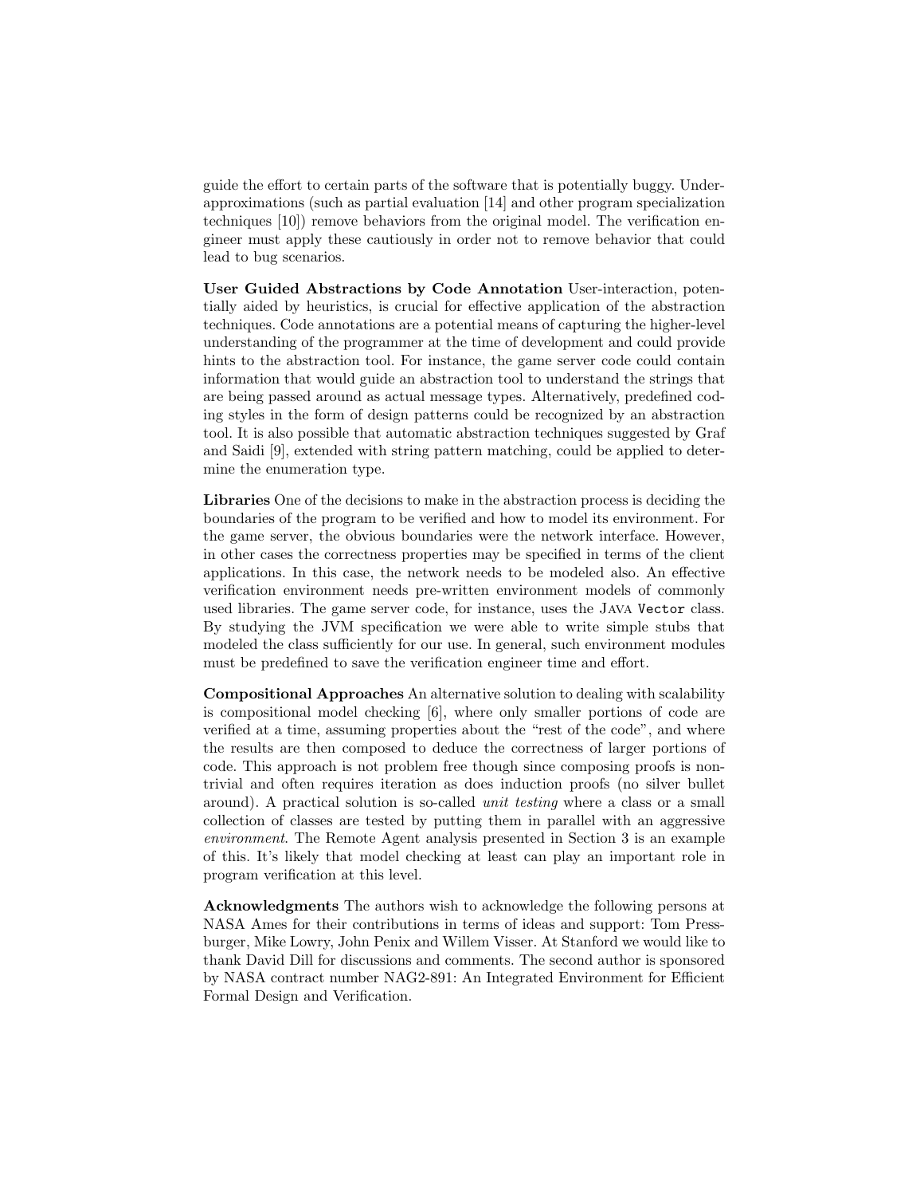guide the effort to certain parts of the software that is potentially buggy. Under-approximations (such as partial evaluation [14] and other program specialization techniques [10]) remove behaviors from the original model. The verification engineer must apply these cautiously in order not to remove behavior that could lead to bug scenarios.

**User Guided Abstractions by Code Annotation** User-interaction, potentially aided by heuristics, is crucial for effective application of the abstraction techniques. Code annotations are a potential means of capturing the higher-level understanding of the programmer at the time of development and could provide hints to the abstraction tool. For instance, the game server code could contain information that would guide an abstraction tool to understand the strings that are being passed around as actual message types. Alternatively, predefined coding styles in the form of design patterns could be recognized by an abstraction tool. It is also possible that automatic abstraction techniques suggested by Graf and Saidi [9], extended with string pattern matching, could be applied to determine the enumeration type.

**Libraries** One of the decisions to make in the abstraction process is deciding the boundaries of the program to be verified and how to model its environment. For the game server, the obvious boundaries were the network interface. However, in other cases the correctness properties may be specified in terms of the client applications. In this case, the network needs to be modeled also. An effective verification environment needs pre-written environment models of commonly used libraries. The game server code, for instance, uses the JAVA `Vector` class. By studying the JVM specification we were able to write simple stubs that modeled the class sufficiently for our use. In general, such environment modules must be predefined to save the verification engineer time and effort.

**Compositional Approaches** An alternative solution to dealing with scalability is compositional model checking [6], where only smaller portions of code are verified at a time, assuming properties about the "rest of the code", and where the results are then composed to deduce the correctness of larger portions of code. This approach is not problem free though since composing proofs is non-trivial and often requires iteration as does induction proofs (no silver bullet around). A practical solution is so-called *unit testing* where a class or a small collection of classes are tested by putting them in parallel with an aggressive *environment*. The Remote Agent analysis presented in Section 3 is an example of this. It's likely that model checking at least can play an important role in program verification at this level.

**Acknowledgments** The authors wish to acknowledge the following persons at NASA Ames for their contributions in terms of ideas and support: Tom Pressburger, Mike Lowry, John Penix and Willem Visser. At Stanford we would like to thank David Dill for discussions and comments. The second author is sponsored by NASA contract number NAG2-891: An Integrated Environment for Efficient Formal Design and Verification.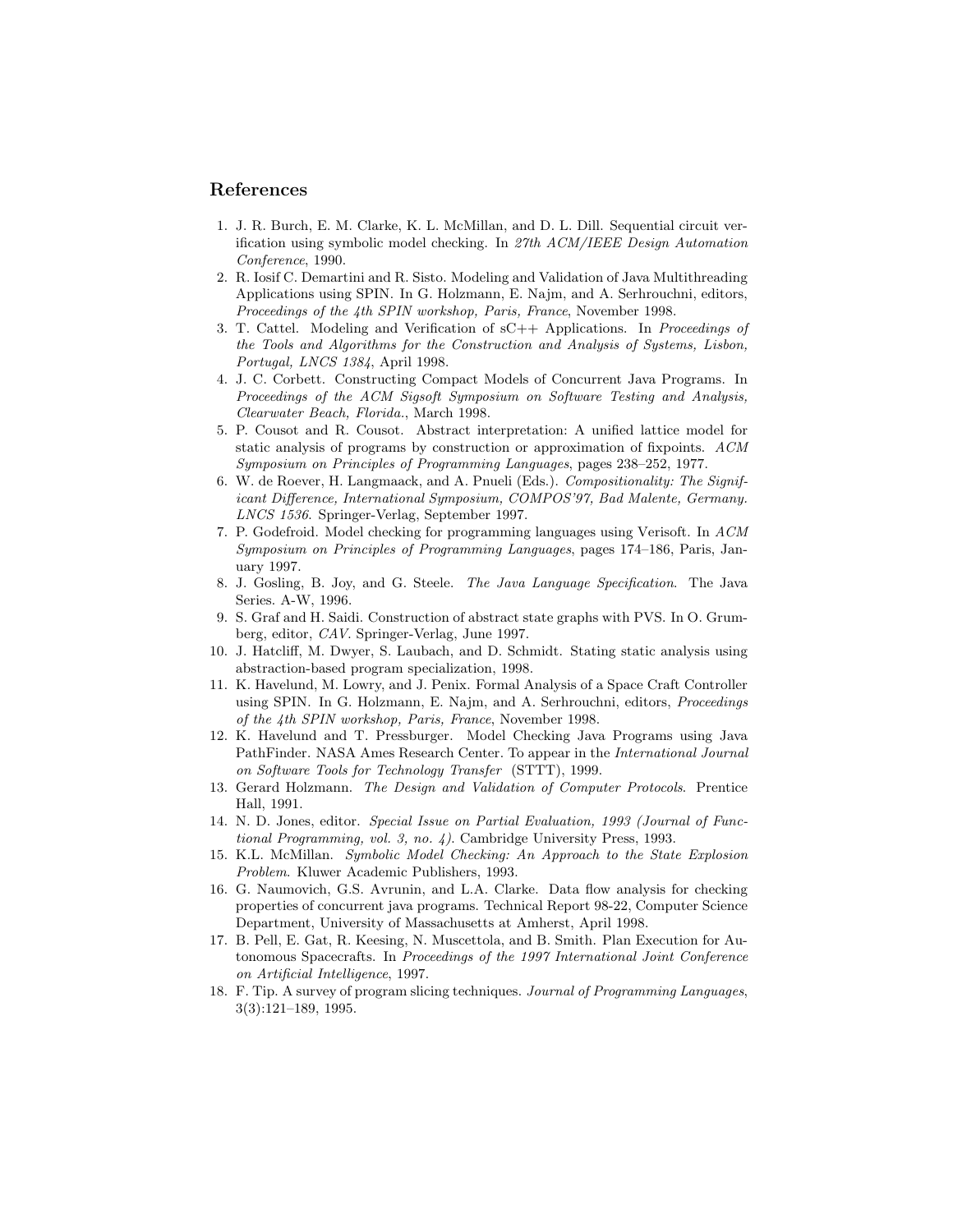## References

1. J. R. Burch, E. M. Clarke, K. L. McMillan, and D. L. Dill. Sequential circuit verification using symbolic model checking. In *27th ACM/IEEE Design Automation Conference*, 1990.
2. R. Iosif C. Demartini and R. Sisto. Modeling and Validation of Java Multithreading Applications using SPIN. In G. Holzmann, E. Najm, and A. Serhrouchni, editors, *Proceedings of the 4th SPIN workshop, Paris, France*, November 1998.
3. T. Cattel. Modeling and Verification of sC++ Applications. In *Proceedings of the Tools and Algorithms for the Construction and Analysis of Systems, Lisbon, Portugal, LNCS 1384*, April 1998.
4. J. C. Corbett. Constructing Compact Models of Concurrent Java Programs. In *Proceedings of the ACM Sigsoft Symposium on Software Testing and Analysis, Clearwater Beach, Florida.*, March 1998.
5. P. Cousot and R. Cousot. Abstract interpretation: A unified lattice model for static analysis of programs by construction or approximation of fixpoints. *ACM Symposium on Principles of Programming Languages*, pages 238–252, 1977.
6. W. de Roever, H. Langmaack, and A. Pnueli (Eds.). *Compositionality: The Significant Difference, International Symposium, COMPOS'97, Bad Malente, Germany. LNCS 1536*. Springer-Verlag, September 1997.
7. P. Godefroid. Model checking for programming languages using Verisoft. In *ACM Symposium on Principles of Programming Languages*, pages 174–186, Paris, January 1997.
8. J. Gosling, B. Joy, and G. Steele. *The Java Language Specification*. The Java Series. A-W, 1996.
9. S. Graf and H. Saidi. Construction of abstract state graphs with PVS. In O. Grumberg, editor, *CAV*. Springer-Verlag, June 1997.
10. J. Hatcliff, M. Dwyer, S. Laubach, and D. Schmidt. Stating static analysis using abstraction-based program specialization, 1998.
11. K. Havelund, M. Lowry, and J. Penix. Formal Analysis of a Space Craft Controller using SPIN. In G. Holzmann, E. Najm, and A. Serhrouchni, editors, *Proceedings of the 4th SPIN workshop, Paris, France*, November 1998.
12. K. Havelund and T. Pressburger. Model Checking Java Programs using Java PathFinder. NASA Ames Research Center. To appear in the *International Journal on Software Tools for Technology Transfer* (STTT), 1999.
13. Gerard Holzmann. *The Design and Validation of Computer Protocols*. Prentice Hall, 1991.
14. N. D. Jones, editor. *Special Issue on Partial Evaluation, 1993 (Journal of Functional Programming, vol. 3, no. 4)*. Cambridge University Press, 1993.
15. K.L. McMillan. *Symbolic Model Checking: An Approach to the State Explosion Problem*. Kluwer Academic Publishers, 1993.
16. G. Naumovich, G.S. Avrunin, and L.A. Clarke. Data flow analysis for checking properties of concurrent java programs. Technical Report 98-22, Computer Science Department, University of Massachusetts at Amherst, April 1998.
17. B. Pell, E. Gat, R. Keesing, N. Muscettola, and B. Smith. Plan Execution for Autonomous Spacecrafts. In *Proceedings of the 1997 International Joint Conference on Artificial Intelligence*, 1997.
18. F. Tip. A survey of program slicing techniques. *Journal of Programming Languages*, 3(3):121–189, 1995.